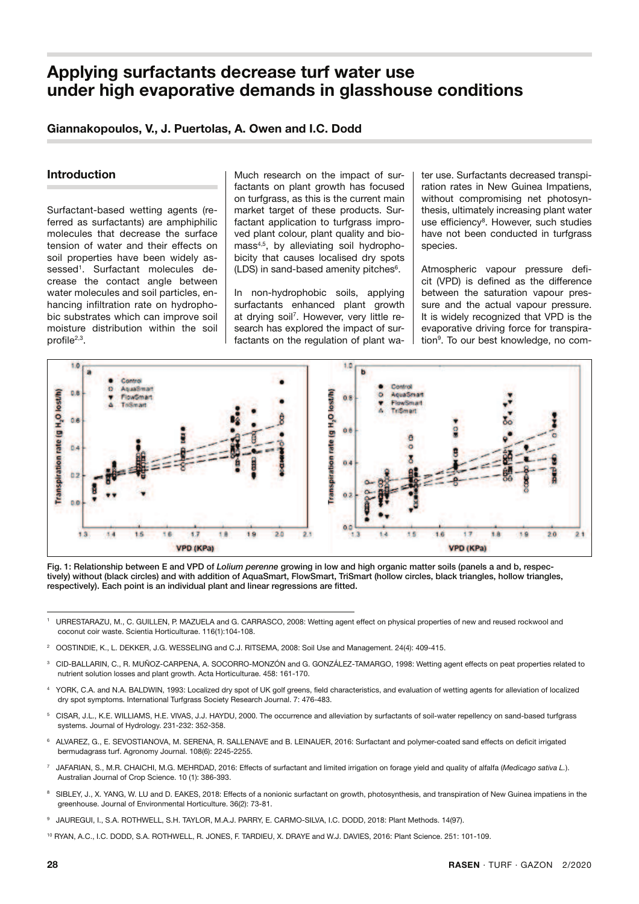# Applying surfactants decrease turf water use under high evaporative demands in glasshouse conditions

**Giannakopoulos, V., J. Puertolas, A. Owen and I.C. Dodd**

## Introduction

Surfactant-based wetting agents (referred as surfactants) are amphiphilic molecules that decrease the surface tension of water and their effects on soil properties have been widely assessed[1]. Surfactant molecules decrease the contact angle between water molecules and soil particles, enhancing infiltration rate on hydrophobic substrates which can improve soil moisture distribution within the soil profile[2,3].

Much research on the impact of surfactants on plant growth has focused on turfgrass, as this is the current main market target of these products. Surfactant application to turfgrass improved plant colour, plant quality and biomass[4,5], by alleviating soil hydrophobicity that causes localised dry spots (LDS) in sand-based amenity pitches[6].

In non-hydrophobic soils, applying surfactants enhanced plant growth at drying soil[7]. However, very little research has explored the impact of surfactants on the regulation of plant water use. Surfactants decreased transpiration rates in New Guinea Impatiens, without compromising net photosynthesis, ultimately increasing plant water use efficiency[8]. However, such studies have not been conducted in turfgrass species.

Atmospheric vapour pressure deficit (VPD) is defined as the difference between the saturation vapour pressure and the actual vapour pressure. It is widely recognized that VPD is the evaporative driving force for transpiration[9]. To our best knowledge, no com-

Fig. 1: Relationship between E and VPD of *Lolium perenne* growing in low and high organic matter soils (panels a and b, respectively) without (black circles) and with addition of AquaSmart, FlowSmart, TriSmart (hollow circles, black triangles, hollow triangles, respectively). Each point is an individual plant and linear regressions are fitted.

---

[1] URRESTARAZU, M., C. GUILLEN, P. MAZUELA and G. CARRASCO, 2008: Wetting agent effect on physical properties of new and reused rockwool and coconut coir waste. Scientia Horticulturae. 116(1):104-108.

[2] OOSTINDIE, K., L. DEKKER, J.G. WESSELING and C.J. RITSEMA, 2008: Soil Use and Management. 24(4): 409-415.

[3] CID-BALLARIN, C., R. MUÑOZ-CARPENA, A. SOCORRO-MONZÓN and G. GONZÁLEZ-TAMARGO, 1998: Wetting agent effects on peat properties related to nutrient solution losses and plant growth. Acta Horticulturae. 458: 161-170.

[4] YORK, C.A. and N.A. BALDWIN, 1993: Localized dry spot of UK golf greens, field characteristics, and evaluation of wetting agents for alleviation of localized dry spot symptoms. International Turfgrass Society Research Journal. 7: 476-483.

[5] CISAR, J.L., K.E. WILLIAMS, H.E. VIVAS, J.J. HAYDU, 2000. The occurrence and alleviation by surfactants of soil-water repellency on sand-based turfgrass systems. Journal of Hydrology. 231-232: 352-358.

[6] ALVAREZ, G., E. SEVOSTIANOVA, M. SERENA, R. SALLENAVE and B. LEINAUER, 2016: Surfactant and polymer-coated sand effects on deficit irrigated bermudagrass turf. Agronomy Journal. 108(6): 2245-2255.

[7] JAFARIAN, S., M.R. CHAICHI, M.G. MEHRDAD, 2016: Effects of surfactant and limited irrigation on forage yield and quality of alfalfa (*Medicago sativa L.*). Australian Journal of Crop Science. 10 (1): 386-393.

[8] SIBLEY, J., X. YANG, W. LU and D. EAKES, 2018: Effects of a nonionic surfactant on growth, photosynthesis, and transpiration of New Guinea impatiens in the greenhouse. Journal of Environmental Horticulture. 36(2): 73-81.

[9] JAUREGUI, I., S.A. ROTHWELL, S.H. TAYLOR, M.A.J. PARRY, E. CARMO-SILVA, I.C. DODD, 2018: Plant Methods. 14(97).

[10] RYAN, A.C., I.C. DODD, S.A. ROTHWELL, R. JONES, F. TARDIEU, X. DRAYE and W.J. DAVIES, 2016: Plant Science. 251: 101-109.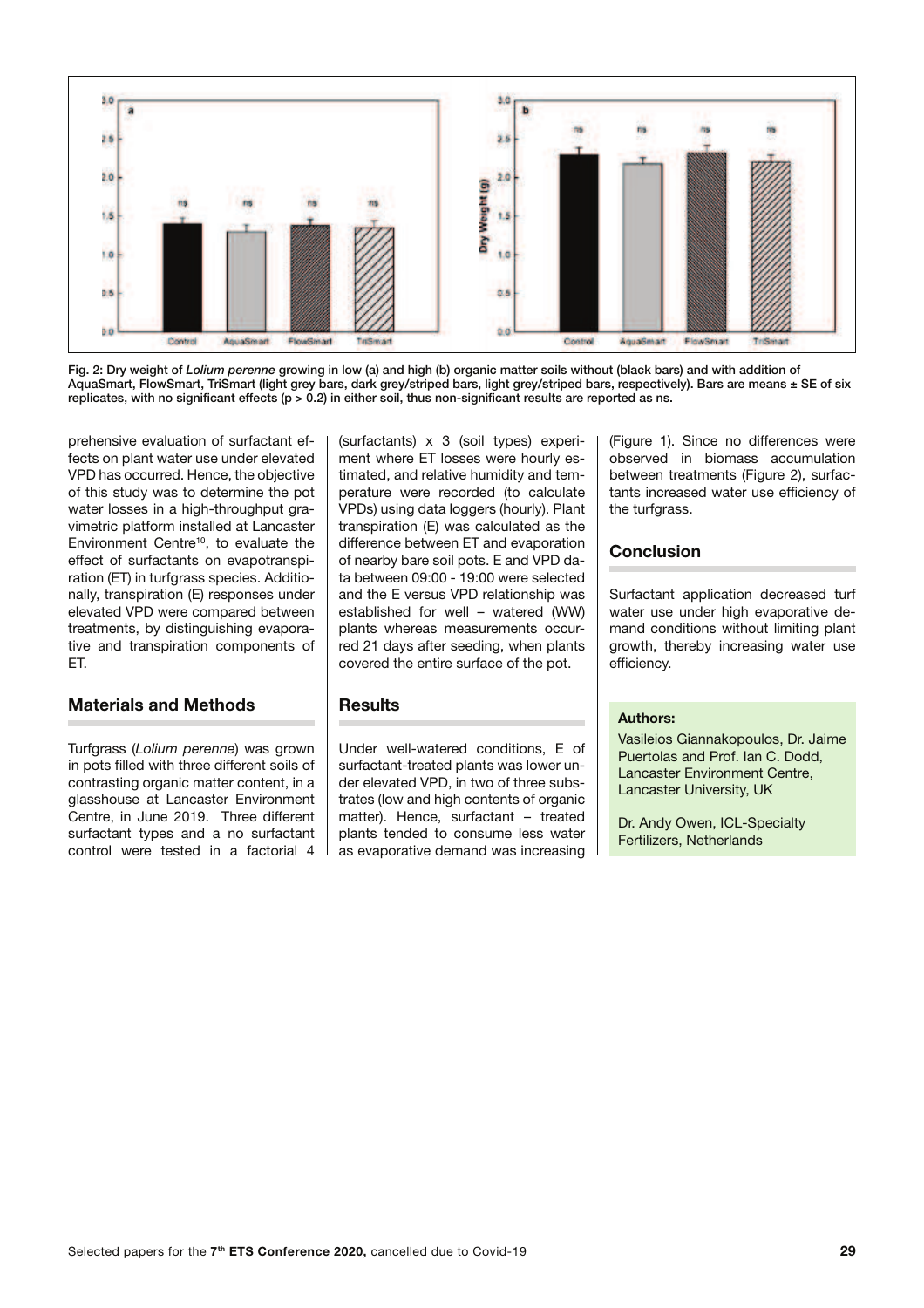a

3.0
2.5
2.0
1.5
1.0
0.5
0.0

ns ns ns ns

Control AquaSmart FlowSmart TriSmart

b

Dry Weight (g)

3.0
2.5
2.0
1.5
1.0
0.5
0.0

ns ns ns ns

Control AquaSmart FlowSmart TriSmart

**Fig. 2: Dry weight of *Lolium perenne* growing in low (a) and high (b) organic matter soils without (black bars) and with addition of AquaSmart, FlowSmart, TriSmart (light grey bars, dark grey/striped bars, light grey/striped bars, respectively). Bars are means ± SE of six replicates, with no significant effects ($p > 0.2$) in either soil, thus non-significant results are reported as ns.**

prehensive evaluation of surfactant effects on plant water use under elevated VPD has occurred. Hence, the objective of this study was to determine the pot water losses in a high-throughput gravimetric platform installed at Lancaster Environment Centre[10], to evaluate the effect of surfactants on evapotranspiration (ET) in turfgrass species. Additionally, transpiration (E) responses under elevated VPD were compared between treatments, by distinguishing evaporative and transpiration components of ET.

## Materials and Methods

Turfgrass (*Lolium perenne*) was grown in pots filled with three different soils of contrasting organic matter content, in a glasshouse at Lancaster Environment Centre, in June 2019. Three different surfactant types and a no surfactant control were tested in a factorial 4 (surfactants) x 3 (soil types) experiment where ET losses were hourly estimated, and relative humidity and temperature were recorded (to calculate VPDs) using data loggers (hourly). Plant transpiration (E) was calculated as the difference between ET and evaporation of nearby bare soil pots. E and VPD data between 09:00 - 19:00 were selected and the E versus VPD relationship was established for well – watered (WW) plants whereas measurements occurred 21 days after seeding, when plants covered the entire surface of the pot.

## Results

Under well-watered conditions, E of surfactant-treated plants was lower under elevated VPD, in two of three substrates (low and high contents of organic matter). Hence, surfactant – treated plants tended to consume less water as evaporative demand was increasing (Figure 1). Since no differences were observed in biomass accumulation between treatments (Figure 2), surfactants increased water use efficiency of the turfgrass.

## Conclusion

Surfactant application decreased turf water use under high evaporative demand conditions without limiting plant growth, thereby increasing water use efficiency.

**Authors:**

Vasileios Giannakopoulos, Dr. Jaime Puertolas and Prof. Ian C. Dodd, Lancaster Environment Centre, Lancaster University, UK

Dr. Andy Owen, ICL-Specialty Fertilizers, Netherlands